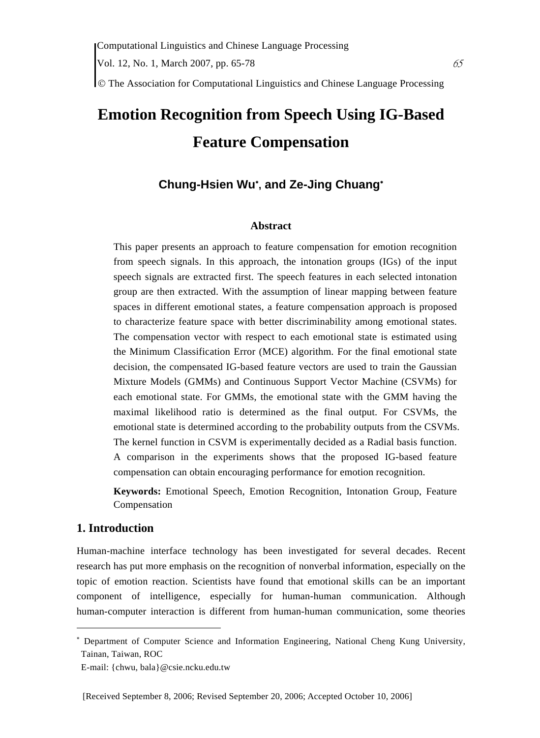# Emotion Recognition from Speech Using IG-Based Feature Compensation

**Chung-Hsien Wu[*], and Ze-Jing Chuang[*]**

## Abstract

This paper presents an approach to feature compensation for emotion recognition from speech signals. In this approach, the intonation groups (IGs) of the input speech signals are extracted first. The speech features in each selected intonation group are then extracted. With the assumption of linear mapping between feature spaces in different emotional states, a feature compensation approach is proposed to characterize feature space with better discriminability among emotional states. The compensation vector with respect to each emotional state is estimated using the Minimum Classification Error (MCE) algorithm. For the final emotional state decision, the compensated IG-based feature vectors are used to train the Gaussian Mixture Models (GMMs) and Continuous Support Vector Machine (CSVMs) for each emotional state. For GMMs, the emotional state with the GMM having the maximal likelihood ratio is determined as the final output. For CSVMs, the emotional state is determined according to the probability outputs from the CSVMs. The kernel function in CSVM is experimentally decided as a Radial basis function. A comparison in the experiments shows that the proposed IG-based feature compensation can obtain encouraging performance for emotion recognition.

**Keywords:** Emotional Speech, Emotion Recognition, Intonation Group, Feature Compensation

## 1. Introduction

Human-machine interface technology has been investigated for several decades. Recent research has put more emphasis on the recognition of nonverbal information, especially on the topic of emotion reaction. Scientists have found that emotional skills can be an important component of intelligence, especially for human-human communication. Although human-computer interaction is different from human-human communication, some theories

---

[*] Department of Computer Science and Information Engineering, National Cheng Kung University, Tainan, Taiwan, ROC
E-mail: {chwu, bala}@csie.ncku.edu.tw

[Received September 8, 2006; Revised September 20, 2006; Accepted October 10, 2006]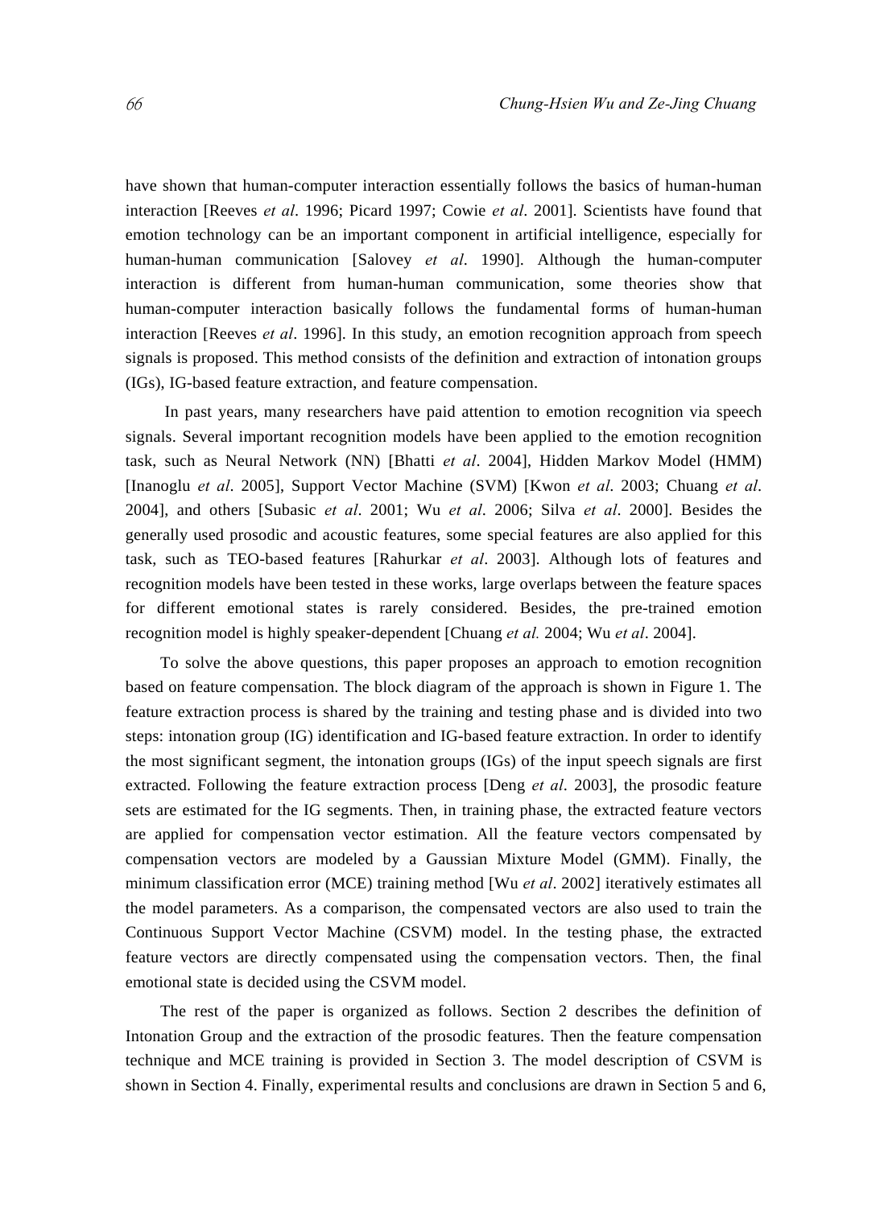have shown that human-computer interaction essentially follows the basics of human-human interaction [Reeves *et al*. 1996; Picard 1997; Cowie *et al*. 2001]. Scientists have found that emotion technology can be an important component in artificial intelligence, especially for human-human communication [Salovey *et al*. 1990]. Although the human-computer interaction is different from human-human communication, some theories show that human-computer interaction basically follows the fundamental forms of human-human interaction [Reeves *et al*. 1996]. In this study, an emotion recognition approach from speech signals is proposed. This method consists of the definition and extraction of intonation groups (IGs), IG-based feature extraction, and feature compensation.

In past years, many researchers have paid attention to emotion recognition via speech signals. Several important recognition models have been applied to the emotion recognition task, such as Neural Network (NN) [Bhatti *et al*. 2004], Hidden Markov Model (HMM) [Inanoglu *et al*. 2005], Support Vector Machine (SVM) [Kwon *et al*. 2003; Chuang *et al*. 2004], and others [Subasic *et al*. 2001; Wu *et al*. 2006; Silva *et al*. 2000]. Besides the generally used prosodic and acoustic features, some special features are also applied for this task, such as TEO-based features [Rahurkar *et al*. 2003]. Although lots of features and recognition models have been tested in these works, large overlaps between the feature spaces for different emotional states is rarely considered. Besides, the pre-trained emotion recognition model is highly speaker-dependent [Chuang *et al.* 2004; Wu *et al*. 2004].

To solve the above questions, this paper proposes an approach to emotion recognition based on feature compensation. The block diagram of the approach is shown in Figure 1. The feature extraction process is shared by the training and testing phase and is divided into two steps: intonation group (IG) identification and IG-based feature extraction. In order to identify the most significant segment, the intonation groups (IGs) of the input speech signals are first extracted. Following the feature extraction process [Deng *et al*. 2003], the prosodic feature sets are estimated for the IG segments. Then, in training phase, the extracted feature vectors are applied for compensation vector estimation. All the feature vectors compensated by compensation vectors are modeled by a Gaussian Mixture Model (GMM). Finally, the minimum classification error (MCE) training method [Wu *et al*. 2002] iteratively estimates all the model parameters. As a comparison, the compensated vectors are also used to train the Continuous Support Vector Machine (CSVM) model. In the testing phase, the extracted feature vectors are directly compensated using the compensation vectors. Then, the final emotional state is decided using the CSVM model.

The rest of the paper is organized as follows. Section 2 describes the definition of Intonation Group and the extraction of the prosodic features. Then the feature compensation technique and MCE training is provided in Section 3. The model description of CSVM is shown in Section 4. Finally, experimental results and conclusions are drawn in Section 5 and 6,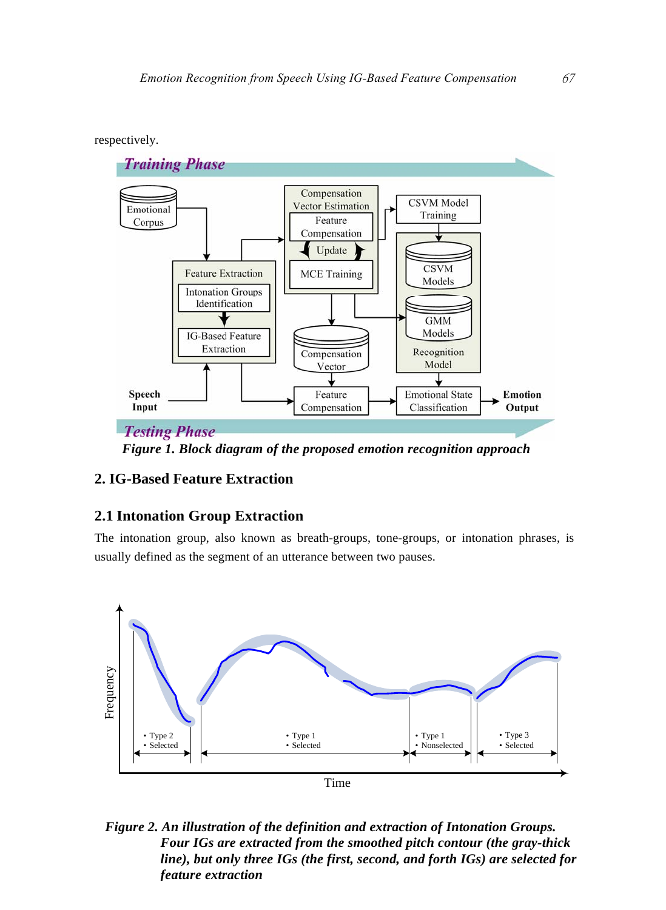respectively.

*Figure 1. Block diagram of the proposed emotion recognition approach*

## 2. IG-Based Feature Extraction

### 2.1 Intonation Group Extraction

The intonation group, also known as breath-groups, tone-groups, or intonation phrases, is usually defined as the segment of an utterance between two pauses.

*Figure 2. An illustration of the definition and extraction of Intonation Groups. Four IGs are extracted from the smoothed pitch contour (the gray-thick line), but only three IGs (the first, second, and forth IGs) are selected for feature extraction*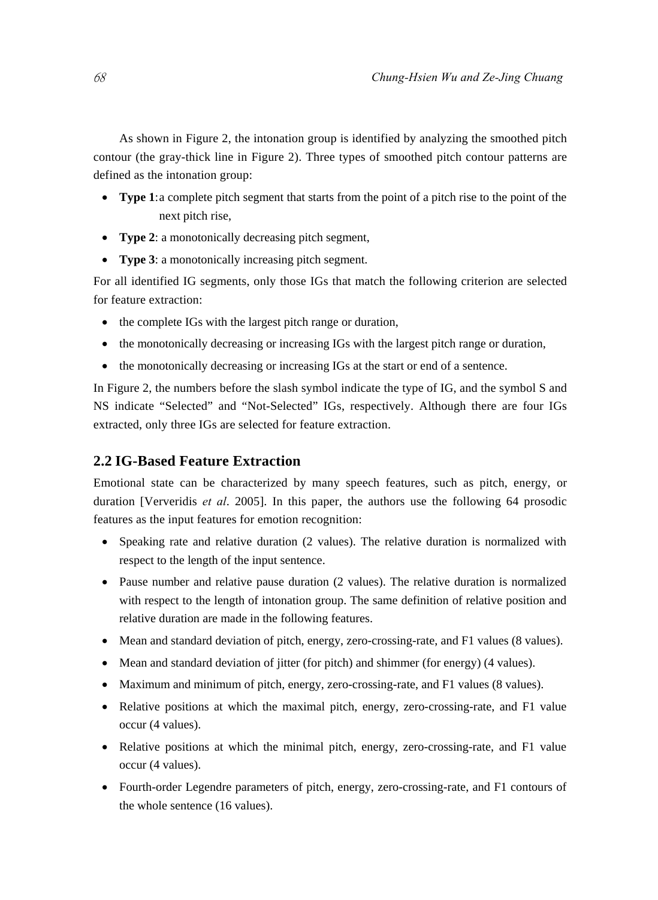As shown in Figure 2, the intonation group is identified by analyzing the smoothed pitch contour (the gray-thick line in Figure 2). Three types of smoothed pitch contour patterns are defined as the intonation group:

- **Type 1**: a complete pitch segment that starts from the point of a pitch rise to the point of the next pitch rise,
- **Type 2**: a monotonically decreasing pitch segment,
- **Type 3**: a monotonically increasing pitch segment.

For all identified IG segments, only those IGs that match the following criterion are selected for feature extraction:

- the complete IGs with the largest pitch range or duration,
- the monotonically decreasing or increasing IGs with the largest pitch range or duration,
- the monotonically decreasing or increasing IGs at the start or end of a sentence.

In Figure 2, the numbers before the slash symbol indicate the type of IG, and the symbol S and NS indicate "Selected" and "Not-Selected" IGs, respectively. Although there are four IGs extracted, only three IGs are selected for feature extraction.

## 2.2 IG-Based Feature Extraction

Emotional state can be characterized by many speech features, such as pitch, energy, or duration [Ververidis *et al*. 2005]. In this paper, the authors use the following 64 prosodic features as the input features for emotion recognition:

- Speaking rate and relative duration (2 values). The relative duration is normalized with respect to the length of the input sentence.
- Pause number and relative pause duration (2 values). The relative duration is normalized with respect to the length of intonation group. The same definition of relative position and relative duration are made in the following features.
- Mean and standard deviation of pitch, energy, zero-crossing-rate, and F1 values (8 values).
- Mean and standard deviation of jitter (for pitch) and shimmer (for energy) (4 values).
- Maximum and minimum of pitch, energy, zero-crossing-rate, and F1 values (8 values).
- Relative positions at which the maximal pitch, energy, zero-crossing-rate, and F1 value occur (4 values).
- Relative positions at which the minimal pitch, energy, zero-crossing-rate, and F1 value occur (4 values).
- Fourth-order Legendre parameters of pitch, energy, zero-crossing-rate, and F1 contours of the whole sentence (16 values).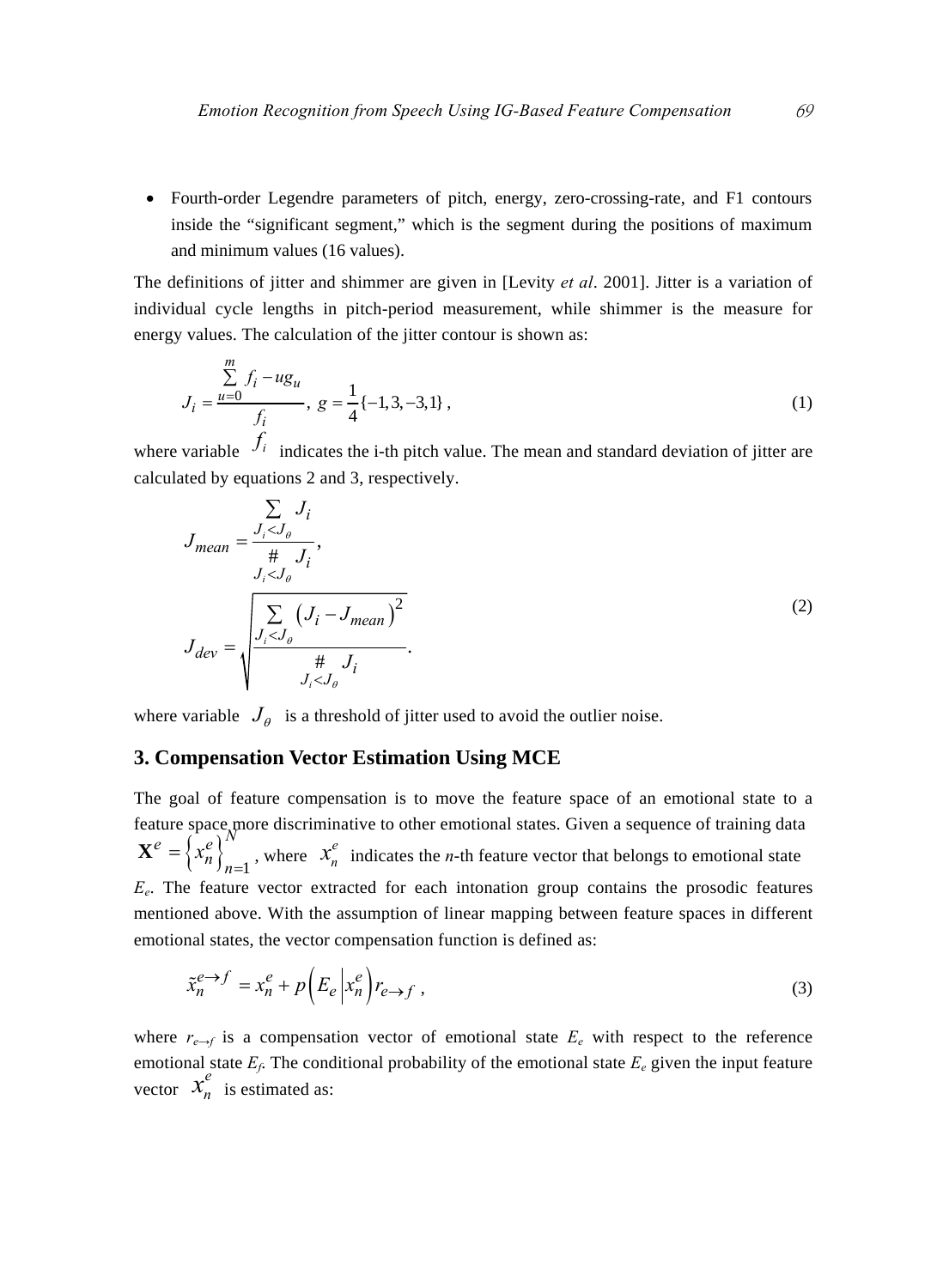- Fourth-order Legendre parameters of pitch, energy, zero-crossing-rate, and F1 contours inside the "significant segment," which is the segment during the positions of maximum and minimum values (16 values).

The definitions of jitter and shimmer are given in [Levity *et al*. 2001]. Jitter is a variation of individual cycle lengths in pitch-period measurement, while shimmer is the measure for energy values. The calculation of the jitter contour is shown as:

$$J_i = \frac{\sum_{u=0}^{m} f_i - u g_u}{f_i}, \; g = \frac{1}{4}\{-1, 3, -3, 1\}, \tag{1}$$

where variable $f_i$ indicates the i-th pitch value. The mean and standard deviation of jitter are calculated by equations 2 and 3, respectively.

$$J_{mean} = \frac{\sum_{J_i < J_\theta} J_i}{\#_{J_i < J_\theta} J_i},$$
$$J_{dev} = \sqrt{\frac{\sum_{J_i < J_\theta} \left(J_i - J_{mean}\right)^2}{\#_{J_i < J_\theta} J_i}}. \tag{2}$$

where variable $J_\theta$ is a threshold of jitter used to avoid the outlier noise.

## 3. Compensation Vector Estimation Using MCE

The goal of feature compensation is to move the feature space of an emotional state to a feature space more discriminative to other emotional states. Given a sequence of training data $\mathbf{X}^e = \left\{x_n^e\right\}_{n=1}^N$, where $x_n^e$ indicates the *n*-th feature vector that belongs to emotional state $E_e$. The feature vector extracted for each intonation group contains the prosodic features mentioned above. With the assumption of linear mapping between feature spaces in different emotional states, the vector compensation function is defined as:

$$\tilde{x}_n^{e \to f} = x_n^e + p\left(E_e \middle| x_n^e\right) r_{e \to f}, \tag{3}$$

where $r_{e \to f}$ is a compensation vector of emotional state $E_e$ with respect to the reference emotional state $E_f$. The conditional probability of the emotional state $E_e$ given the input feature vector $x_n^e$ is estimated as: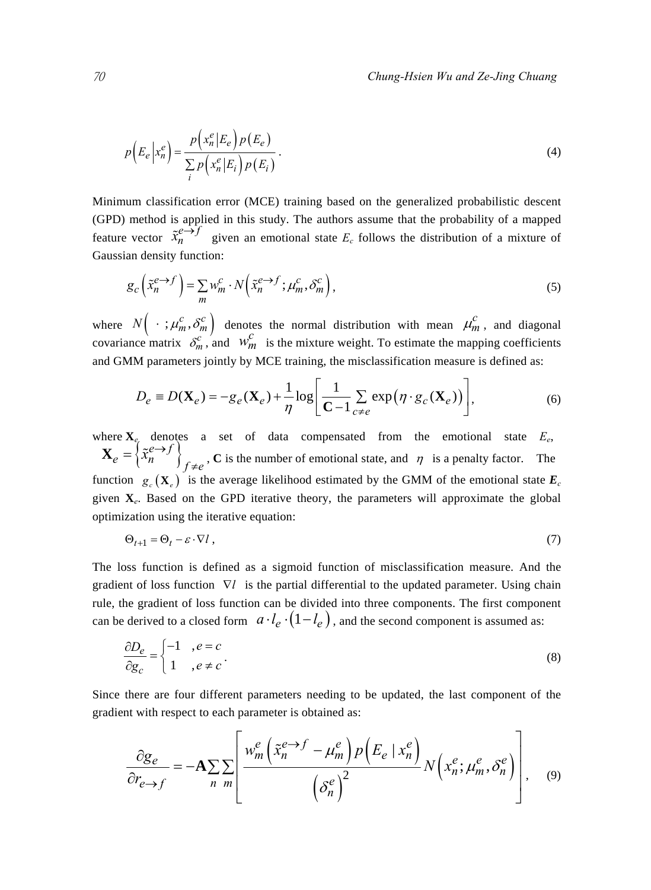$$p\left(E_e \middle| x_n^e\right) = \frac{p\left(x_n^e \middle| E_e\right) p\left(E_e\right)}{\sum_i p\left(x_n^e \middle| E_i\right) p\left(E_i\right)} . \tag{4}$$

Minimum classification error (MCE) training based on the generalized probabilistic descent (GPD) method is applied in this study. The authors assume that the probability of a mapped feature vector $\tilde{x}_n^{e \to f}$ given an emotional state $E_c$ follows the distribution of a mixture of Gaussian density function:

$$g_c\left(\tilde{x}_n^{e \to f}\right) = \sum_m w_m^c \cdot N\left(\tilde{x}_n^{e \to f}; \mu_m^c, \delta_m^c\right), \tag{5}$$

where $N\left(\ \cdot\ ; \mu_m^c, \delta_m^c\right)$ denotes the normal distribution with mean $\mu_m^c$, and diagonal covariance matrix $\delta_m^c$, and $w_m^c$ is the mixture weight. To estimate the mapping coefficients and GMM parameters jointly by MCE training, the misclassification measure is defined as:

$$D_e \equiv D(\mathbf{X}_e) = -g_e(\mathbf{X}_e) + \frac{1}{\eta} \log\left[\frac{1}{\mathbf{C}-1} \sum_{c \neq e} \exp\left(\eta \cdot g_c(\mathbf{X}_e)\right)\right], \tag{6}$$

where $\mathbf{X}_e$ denotes a set of data compensated from the emotional state $E_e$, $\mathbf{X}_e = \left\{\tilde{x}_n^{e \to f}\right\}_{f \neq e}$, $\mathbf{C}$ is the number of emotional state, and $\eta$ is a penalty factor. The function $g_c\left(\mathbf{X}_e\right)$ is the average likelihood estimated by the GMM of the emotional state $\boldsymbol{E}_c$ given $\mathbf{X}_e$. Based on the GPD iterative theory, the parameters will approximate the global optimization using the iterative equation:

$$\Theta_{t+1} = \Theta_t - \varepsilon \cdot \nabla l , \tag{7}$$

The loss function is defined as a sigmoid function of misclassification measure. And the gradient of loss function $\nabla l$ is the partial differential to the updated parameter. Using chain rule, the gradient of loss function can be divided into three components. The first component can be derived to a closed form $a \cdot l_e \cdot \left(1 - l_e\right)$, and the second component is assumed as:

$$\frac{\partial D_e}{\partial g_c} = \begin{cases} -1 & , e = c \\ 1 & , e \neq c \end{cases} . \tag{8}$$

Since there are four different parameters needing to be updated, the last component of the gradient with respect to each parameter is obtained as:

$$\frac{\partial g_e}{\partial r_{e \to f}} = -\mathbf{A} \sum_n \sum_m \left[\frac{w_m^e \left(\tilde{x}_n^{e \to f} - \mu_m^e\right) p\left(E_e \mid x_n^e\right)}{\left(\delta_n^e\right)^2} N\left(x_n^e; \mu_m^e, \delta_n^e\right)\right], \tag{9}$$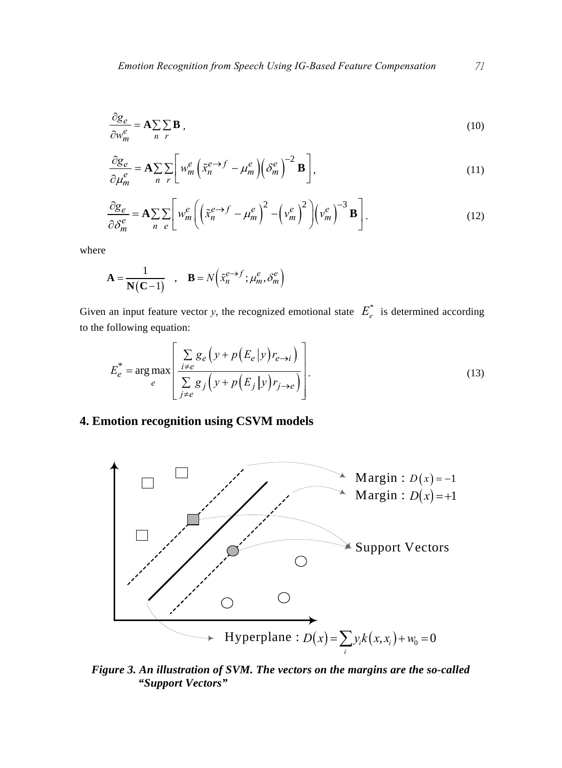$$\frac{\partial g_e}{\partial w_m^e} = \mathbf{A}\sum_n \sum_r \mathbf{B}\,, \tag{10}$$

$$\frac{\partial g_e}{\partial \mu_m^e} = \mathbf{A}\sum_n \sum_r \left[ w_m^e \left( \tilde{x}_n^{e\rightarrow f} - \mu_m^e \right) \left( \delta_m^e \right)^{-2} \mathbf{B} \right], \tag{11}$$

$$\frac{\partial g_e}{\partial \delta_m^e} = \mathbf{A}\sum_n \sum_e \left[ w_m^e \left( \left( \tilde{x}_n^{e\rightarrow f} - \mu_m^e \right)^2 - \left( v_m^e \right)^2 \right) \left( v_m^e \right)^{-3} \mathbf{B} \right]. \tag{12}$$

where

$$\mathbf{A} = \frac{1}{\mathbf{N}\left(\mathbf{C}-1\right)} \quad , \quad \mathbf{B} = N\left( \tilde{x}_n^{e\rightarrow f} ; \mu_m^e, \delta_m^e \right)$$

Given an input feature vector $y$, the recognized emotional state $E_e^*$ is determined according to the following equation:

$$E_e^* = \arg\max_e \left[ \frac{\sum_{i \neq e} g_e \left( y + p\left(E_e \middle| y\right) r_{e\rightarrow i} \right)}{\sum_{j \neq e} g_j \left( y + p\left(E_j \middle| y\right) r_{j\rightarrow e} \right)} \right]. \tag{13}$$

## 4. Emotion recognition using CSVM models

***Figure 3. An illustration of SVM. The vectors on the margins are the so-called "Support Vectors"***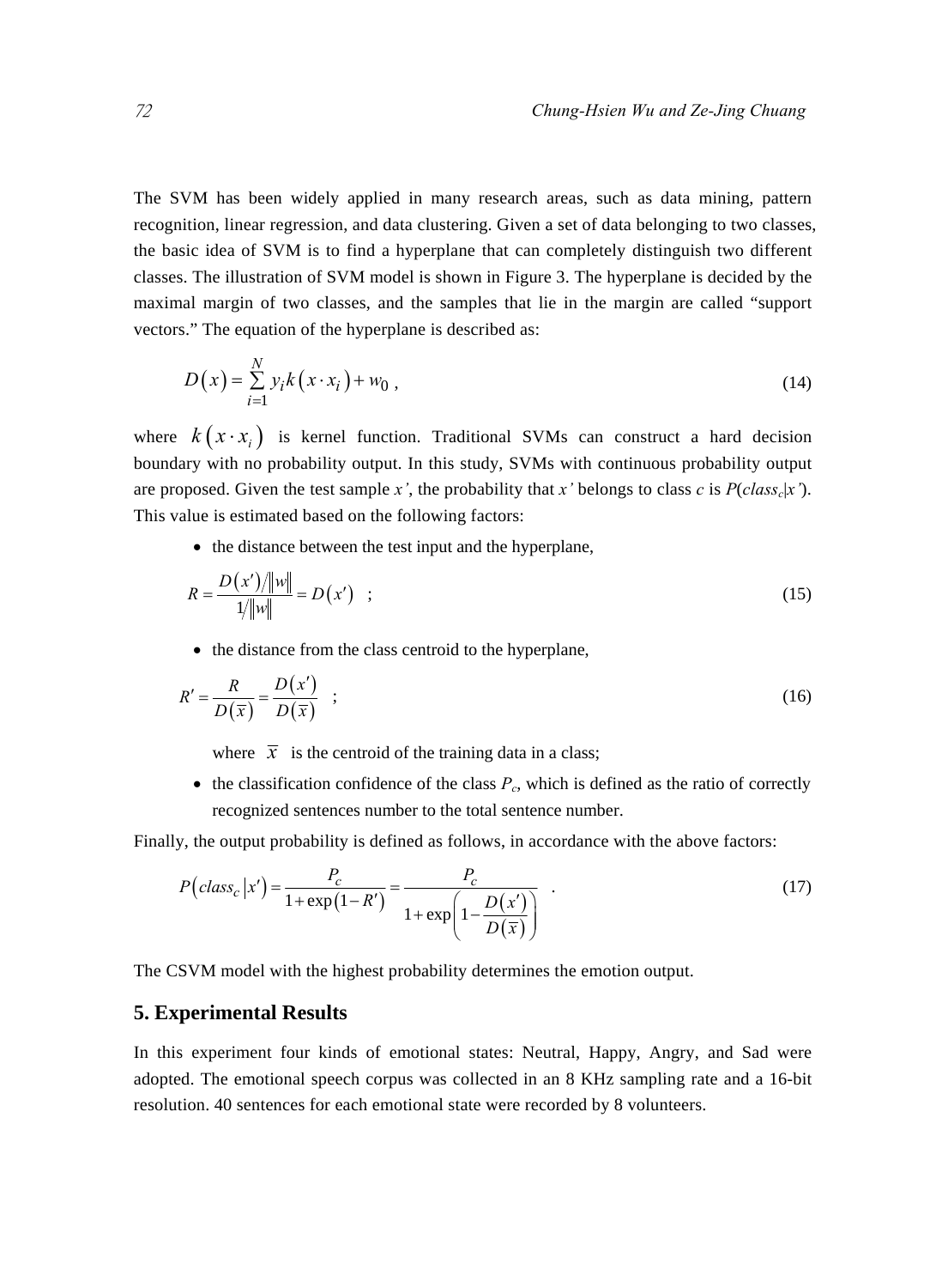The SVM has been widely applied in many research areas, such as data mining, pattern recognition, linear regression, and data clustering. Given a set of data belonging to two classes, the basic idea of SVM is to find a hyperplane that can completely distinguish two different classes. The illustration of SVM model is shown in Figure 3. The hyperplane is decided by the maximal margin of two classes, and the samples that lie in the margin are called "support vectors." The equation of the hyperplane is described as:

$$D(x) = \sum_{i=1}^{N} y_i k(x \cdot x_i) + w_0 , \tag{14}$$

where $k(x \cdot x_i)$ is kernel function. Traditional SVMs can construct a hard decision boundary with no probability output. In this study, SVMs with continuous probability output are proposed. Given the test sample $x'$, the probability that $x'$ belongs to class $c$ is $P(class_c|x')$. This value is estimated based on the following factors:

- the distance between the test input and the hyperplane,

$$R = \frac{D(x')/\|w\|}{1/\|w\|} = D(x') \quad ; \tag{15}$$

- the distance from the class centroid to the hyperplane,

$$R' = \frac{R}{D(\bar{x})} = \frac{D(x')}{D(\bar{x})} \quad ; \tag{16}$$

  where $\bar{x}$ is the centroid of the training data in a class;

- the classification confidence of the class $P_c$, which is defined as the ratio of correctly recognized sentences number to the total sentence number.

Finally, the output probability is defined as follows, in accordance with the above factors:

$$P(class_c|x') = \frac{P_c}{1+\exp(1-R')} = \frac{P_c}{1+\exp\left(1-\frac{D(x')}{D(\bar{x})}\right)} \quad . \tag{17}$$

The CSVM model with the highest probability determines the emotion output.

## 5. Experimental Results

In this experiment four kinds of emotional states: Neutral, Happy, Angry, and Sad were adopted. The emotional speech corpus was collected in an 8 KHz sampling rate and a 16-bit resolution. 40 sentences for each emotional state were recorded by 8 volunteers.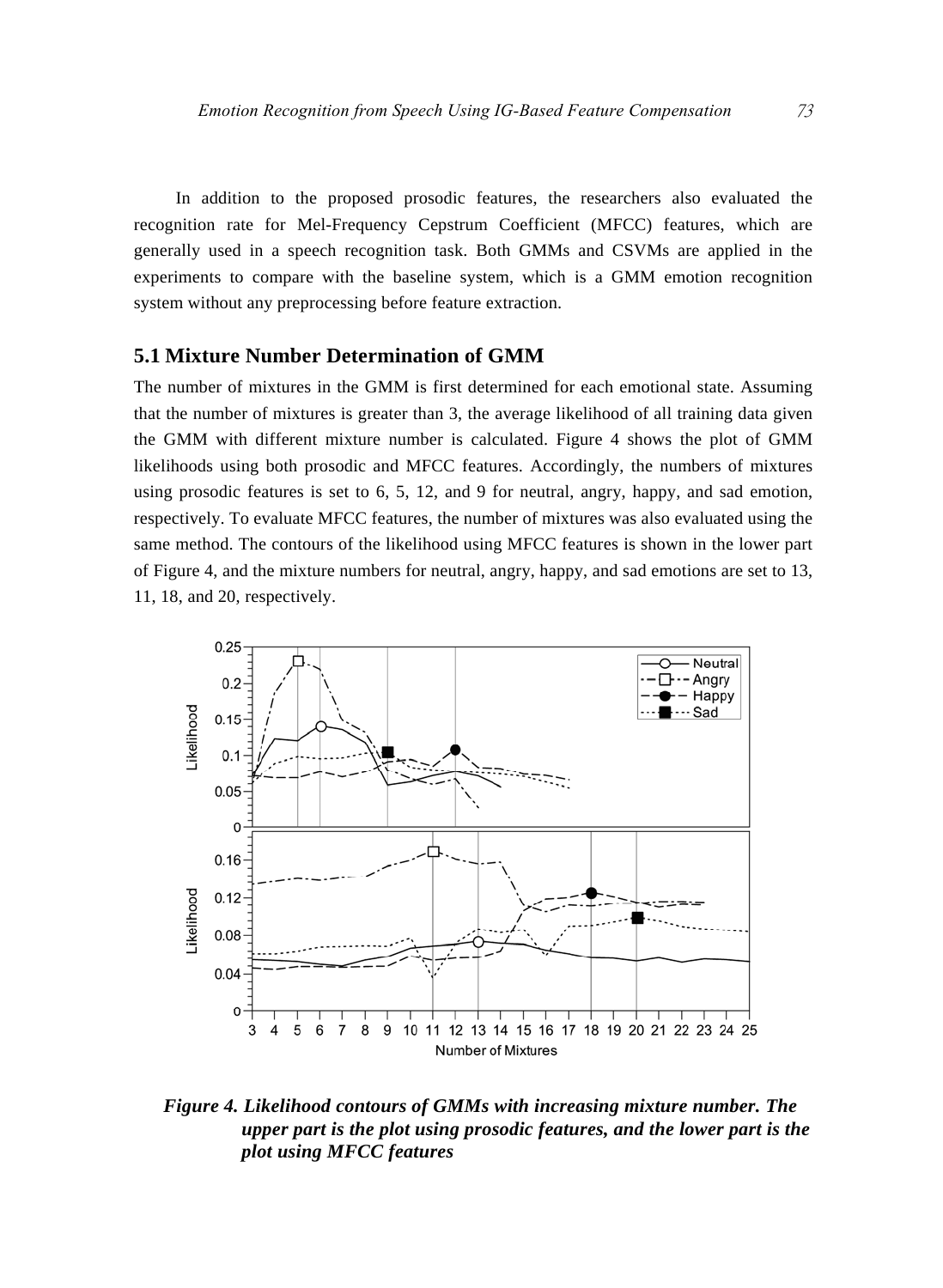In addition to the proposed prosodic features, the researchers also evaluated the recognition rate for Mel-Frequency Cepstrum Coefficient (MFCC) features, which are generally used in a speech recognition task. Both GMMs and CSVMs are applied in the experiments to compare with the baseline system, which is a GMM emotion recognition system without any preprocessing before feature extraction.

## 5.1 Mixture Number Determination of GMM

The number of mixtures in the GMM is first determined for each emotional state. Assuming that the number of mixtures is greater than 3, the average likelihood of all training data given the GMM with different mixture number is calculated. Figure 4 shows the plot of GMM likelihoods using both prosodic and MFCC features. Accordingly, the numbers of mixtures using prosodic features is set to 6, 5, 12, and 9 for neutral, angry, happy, and sad emotion, respectively. To evaluate MFCC features, the number of mixtures was also evaluated using the same method. The contours of the likelihood using MFCC features is shown in the lower part of Figure 4, and the mixture numbers for neutral, angry, happy, and sad emotions are set to 13, 11, 18, and 20, respectively.

***Figure 4. Likelihood contours of GMMs with increasing mixture number. The upper part is the plot using prosodic features, and the lower part is the plot using MFCC features***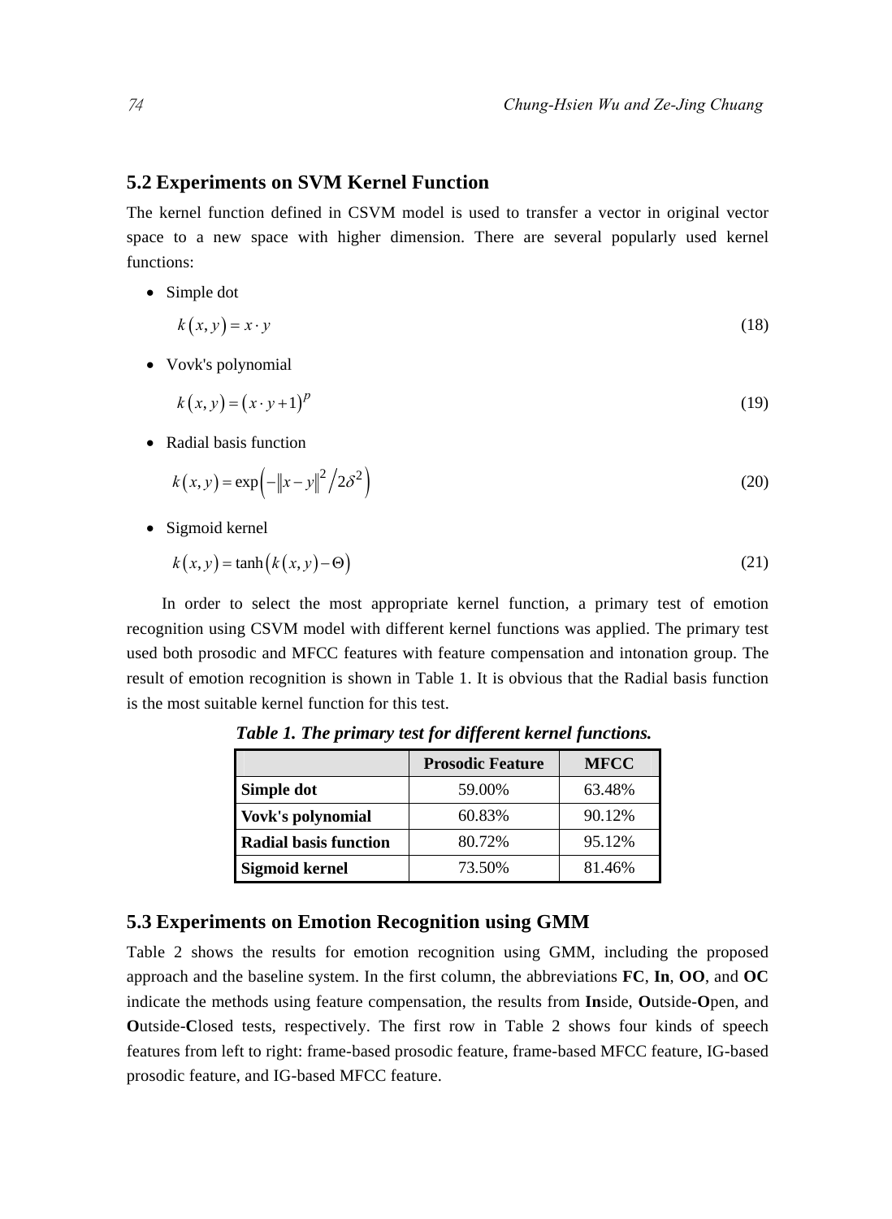## 5.2 Experiments on SVM Kernel Function

The kernel function defined in CSVM model is used to transfer a vector in original vector space to a new space with higher dimension. There are several popularly used kernel functions:

- Simple dot

$$k(x, y) = x \cdot y \tag{18}$$

- Vovk's polynomial

$$k(x, y) = (x \cdot y + 1)^p \tag{19}$$

- Radial basis function

$$k(x, y) = \exp\left(-\|x - y\|^2 \big/ 2\delta^2\right) \tag{20}$$

- Sigmoid kernel

$$k(x, y) = \tanh\left(k(x, y) - \Theta\right) \tag{21}$$

In order to select the most appropriate kernel function, a primary test of emotion recognition using CSVM model with different kernel functions was applied. The primary test used both prosodic and MFCC features with feature compensation and intonation group. The result of emotion recognition is shown in Table 1. It is obvious that the Radial basis function is the most suitable kernel function for this test.

***Table 1. The primary test for different kernel functions.***

| | Prosodic Feature | MFCC |
|---|---|---|
| **Simple dot** | 59.00% | 63.48% |
| **Vovk's polynomial** | 60.83% | 90.12% |
| **Radial basis function** | 80.72% | 95.12% |
| **Sigmoid kernel** | 73.50% | 81.46% |

## 5.3 Experiments on Emotion Recognition using GMM

Table 2 shows the results for emotion recognition using GMM, including the proposed approach and the baseline system. In the first column, the abbreviations **FC**, **In**, **OO**, and **OC** indicate the methods using feature compensation, the results from **In**side, **O**utside-**O**pen, and **O**utside-**C**losed tests, respectively. The first row in Table 2 shows four kinds of speech features from left to right: frame-based prosodic feature, frame-based MFCC feature, IG-based prosodic feature, and IG-based MFCC feature.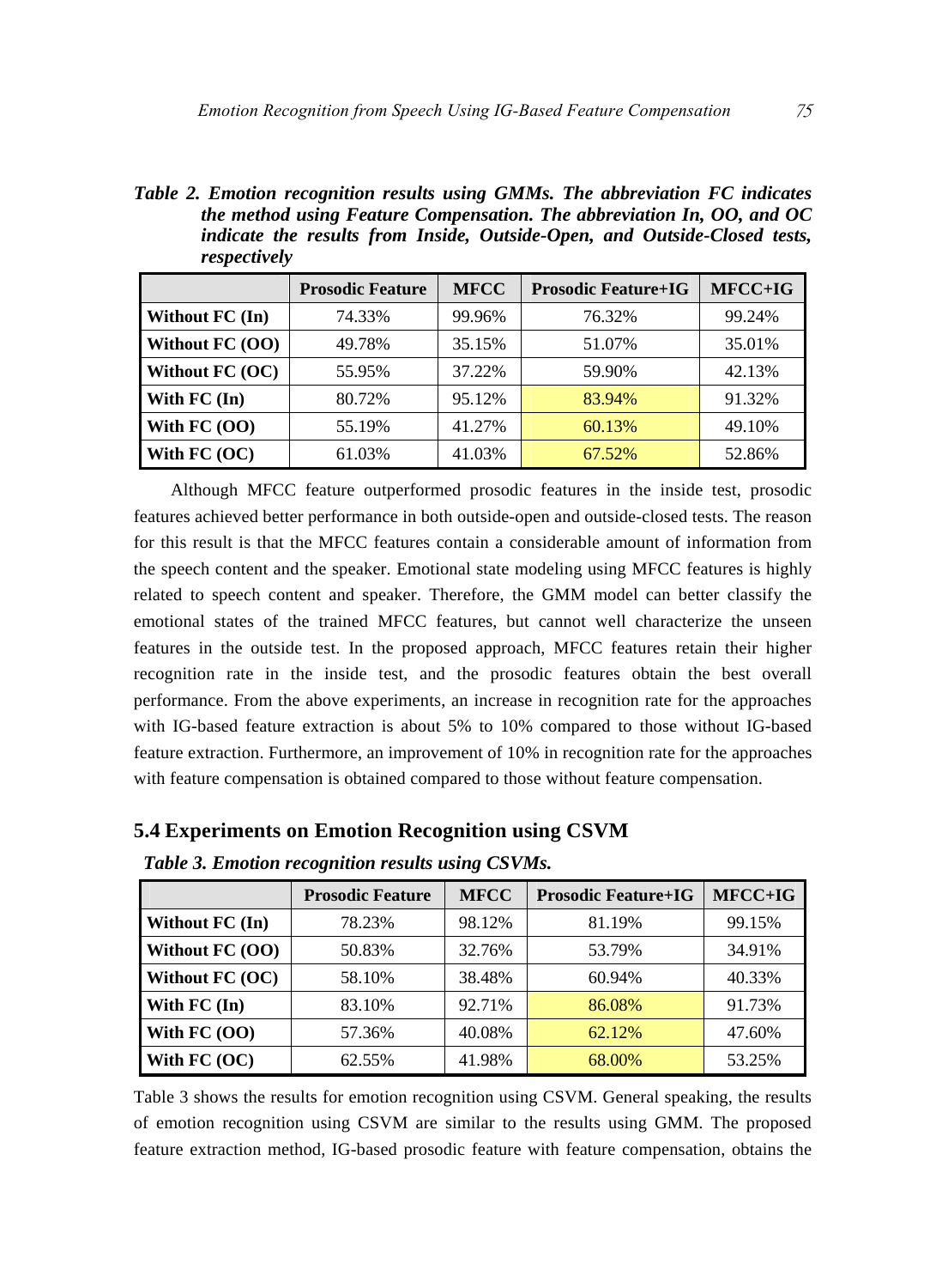*Table 2. Emotion recognition results using GMMs. The abbreviation FC indicates the method using Feature Compensation. The abbreviation In, OO, and OC indicate the results from Inside, Outside-Open, and Outside-Closed tests, respectively*

| | Prosodic Feature | MFCC | Prosodic Feature+IG | MFCC+IG |
|---|---|---|---|---|
| **Without FC (In)** | 74.33% | 99.96% | 76.32% | 99.24% |
| **Without FC (OO)** | 49.78% | 35.15% | 51.07% | 35.01% |
| **Without FC (OC)** | 55.95% | 37.22% | 59.90% | 42.13% |
| **With FC (In)** | 80.72% | 95.12% | 83.94% | 91.32% |
| **With FC (OO)** | 55.19% | 41.27% | 60.13% | 49.10% |
| **With FC (OC)** | 61.03% | 41.03% | 67.52% | 52.86% |

Although MFCC feature outperformed prosodic features in the inside test, prosodic features achieved better performance in both outside-open and outside-closed tests. The reason for this result is that the MFCC features contain a considerable amount of information from the speech content and the speaker. Emotional state modeling using MFCC features is highly related to speech content and speaker. Therefore, the GMM model can better classify the emotional states of the trained MFCC features, but cannot well characterize the unseen features in the outside test. In the proposed approach, MFCC features retain their higher recognition rate in the inside test, and the prosodic features obtain the best overall performance. From the above experiments, an increase in recognition rate for the approaches with IG-based feature extraction is about 5% to 10% compared to those without IG-based feature extraction. Furthermore, an improvement of 10% in recognition rate for the approaches with feature compensation is obtained compared to those without feature compensation.

## 5.4 Experiments on Emotion Recognition using CSVM

*Table 3. Emotion recognition results using CSVMs.*

| | Prosodic Feature | MFCC | Prosodic Feature+IG | MFCC+IG |
|---|---|---|---|---|
| **Without FC (In)** | 78.23% | 98.12% | 81.19% | 99.15% |
| **Without FC (OO)** | 50.83% | 32.76% | 53.79% | 34.91% |
| **Without FC (OC)** | 58.10% | 38.48% | 60.94% | 40.33% |
| **With FC (In)** | 83.10% | 92.71% | 86.08% | 91.73% |
| **With FC (OO)** | 57.36% | 40.08% | 62.12% | 47.60% |
| **With FC (OC)** | 62.55% | 41.98% | 68.00% | 53.25% |

Table 3 shows the results for emotion recognition using CSVM. General speaking, the results of emotion recognition using CSVM are similar to the results using GMM. The proposed feature extraction method, IG-based prosodic feature with feature compensation, obtains the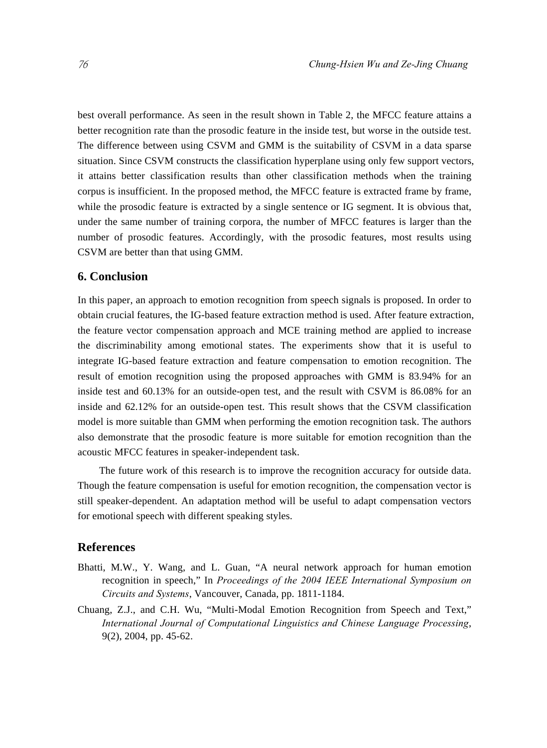best overall performance. As seen in the result shown in Table 2, the MFCC feature attains a better recognition rate than the prosodic feature in the inside test, but worse in the outside test. The difference between using CSVM and GMM is the suitability of CSVM in a data sparse situation. Since CSVM constructs the classification hyperplane using only few support vectors, it attains better classification results than other classification methods when the training corpus is insufficient. In the proposed method, the MFCC feature is extracted frame by frame, while the prosodic feature is extracted by a single sentence or IG segment. It is obvious that, under the same number of training corpora, the number of MFCC features is larger than the number of prosodic features. Accordingly, with the prosodic features, most results using CSVM are better than that using GMM.

## 6. Conclusion

In this paper, an approach to emotion recognition from speech signals is proposed. In order to obtain crucial features, the IG-based feature extraction method is used. After feature extraction, the feature vector compensation approach and MCE training method are applied to increase the discriminability among emotional states. The experiments show that it is useful to integrate IG-based feature extraction and feature compensation to emotion recognition. The result of emotion recognition using the proposed approaches with GMM is 83.94% for an inside test and 60.13% for an outside-open test, and the result with CSVM is 86.08% for an inside and 62.12% for an outside-open test. This result shows that the CSVM classification model is more suitable than GMM when performing the emotion recognition task. The authors also demonstrate that the prosodic feature is more suitable for emotion recognition than the acoustic MFCC features in speaker-independent task.

The future work of this research is to improve the recognition accuracy for outside data. Though the feature compensation is useful for emotion recognition, the compensation vector is still speaker-dependent. An adaptation method will be useful to adapt compensation vectors for emotional speech with different speaking styles.

## References

Bhatti, M.W., Y. Wang, and L. Guan, "A neural network approach for human emotion recognition in speech," In *Proceedings of the 2004 IEEE International Symposium on Circuits and Systems*, Vancouver, Canada, pp. 1811-1184.

Chuang, Z.J., and C.H. Wu, "Multi-Modal Emotion Recognition from Speech and Text," *International Journal of Computational Linguistics and Chinese Language Processing*, 9(2), 2004, pp. 45-62.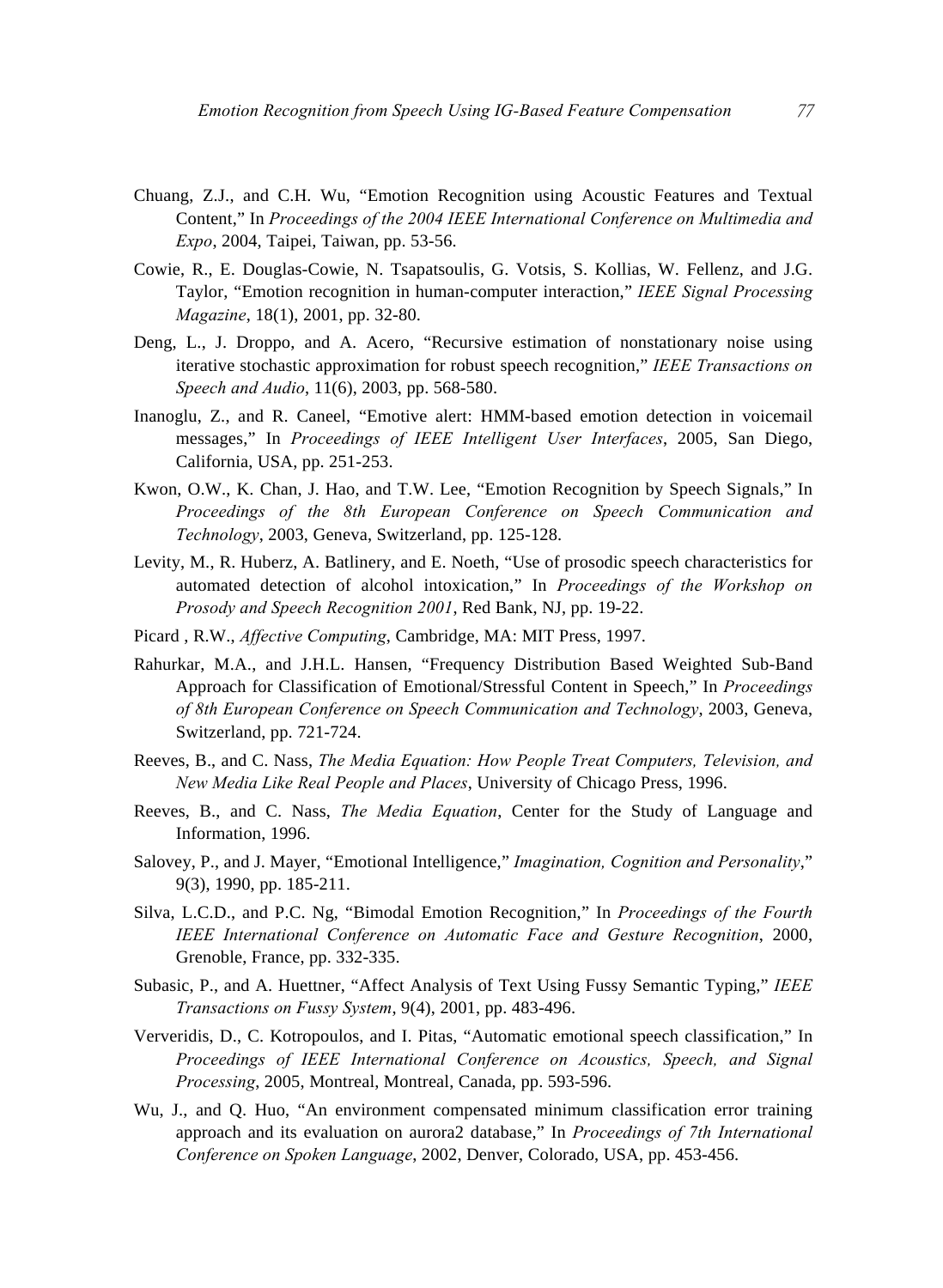Chuang, Z.J., and C.H. Wu, "Emotion Recognition using Acoustic Features and Textual Content," In *Proceedings of the 2004 IEEE International Conference on Multimedia and Expo*, 2004, Taipei, Taiwan, pp. 53-56.

Cowie, R., E. Douglas-Cowie, N. Tsapatsoulis, G. Votsis, S. Kollias, W. Fellenz, and J.G. Taylor, "Emotion recognition in human-computer interaction," *IEEE Signal Processing Magazine*, 18(1), 2001, pp. 32-80.

Deng, L., J. Droppo, and A. Acero, "Recursive estimation of nonstationary noise using iterative stochastic approximation for robust speech recognition," *IEEE Transactions on Speech and Audio*, 11(6), 2003, pp. 568-580.

Inanoglu, Z., and R. Caneel, "Emotive alert: HMM-based emotion detection in voicemail messages," In *Proceedings of IEEE Intelligent User Interfaces*, 2005, San Diego, California, USA, pp. 251-253.

Kwon, O.W., K. Chan, J. Hao, and T.W. Lee, "Emotion Recognition by Speech Signals," In *Proceedings of the 8th European Conference on Speech Communication and Technology*, 2003, Geneva, Switzerland, pp. 125-128.

Levity, M., R. Huberz, A. Batlinery, and E. Noeth, "Use of prosodic speech characteristics for automated detection of alcohol intoxication," In *Proceedings of the Workshop on Prosody and Speech Recognition 2001*, Red Bank, NJ, pp. 19-22.

Picard , R.W., *Affective Computing*, Cambridge, MA: MIT Press, 1997.

Rahurkar, M.A., and J.H.L. Hansen, "Frequency Distribution Based Weighted Sub-Band Approach for Classification of Emotional/Stressful Content in Speech," In *Proceedings of 8th European Conference on Speech Communication and Technology*, 2003, Geneva, Switzerland, pp. 721-724.

Reeves, B., and C. Nass, *The Media Equation: How People Treat Computers, Television, and New Media Like Real People and Places*, University of Chicago Press, 1996.

Reeves, B., and C. Nass, *The Media Equation*, Center for the Study of Language and Information, 1996.

Salovey, P., and J. Mayer, "Emotional Intelligence," *Imagination, Cognition and Personality*," 9(3), 1990, pp. 185-211.

Silva, L.C.D., and P.C. Ng, "Bimodal Emotion Recognition," In *Proceedings of the Fourth IEEE International Conference on Automatic Face and Gesture Recognition*, 2000, Grenoble, France, pp. 332-335.

Subasic, P., and A. Huettner, "Affect Analysis of Text Using Fussy Semantic Typing," *IEEE Transactions on Fussy System*, 9(4), 2001, pp. 483-496.

Ververidis, D., C. Kotropoulos, and I. Pitas, "Automatic emotional speech classification," In *Proceedings of IEEE International Conference on Acoustics, Speech, and Signal Processing*, 2005, Montreal, Montreal, Canada, pp. 593-596.

Wu, J., and Q. Huo, "An environment compensated minimum classification error training approach and its evaluation on aurora2 database," In *Proceedings of 7th International Conference on Spoken Language*, 2002, Denver, Colorado, USA, pp. 453-456.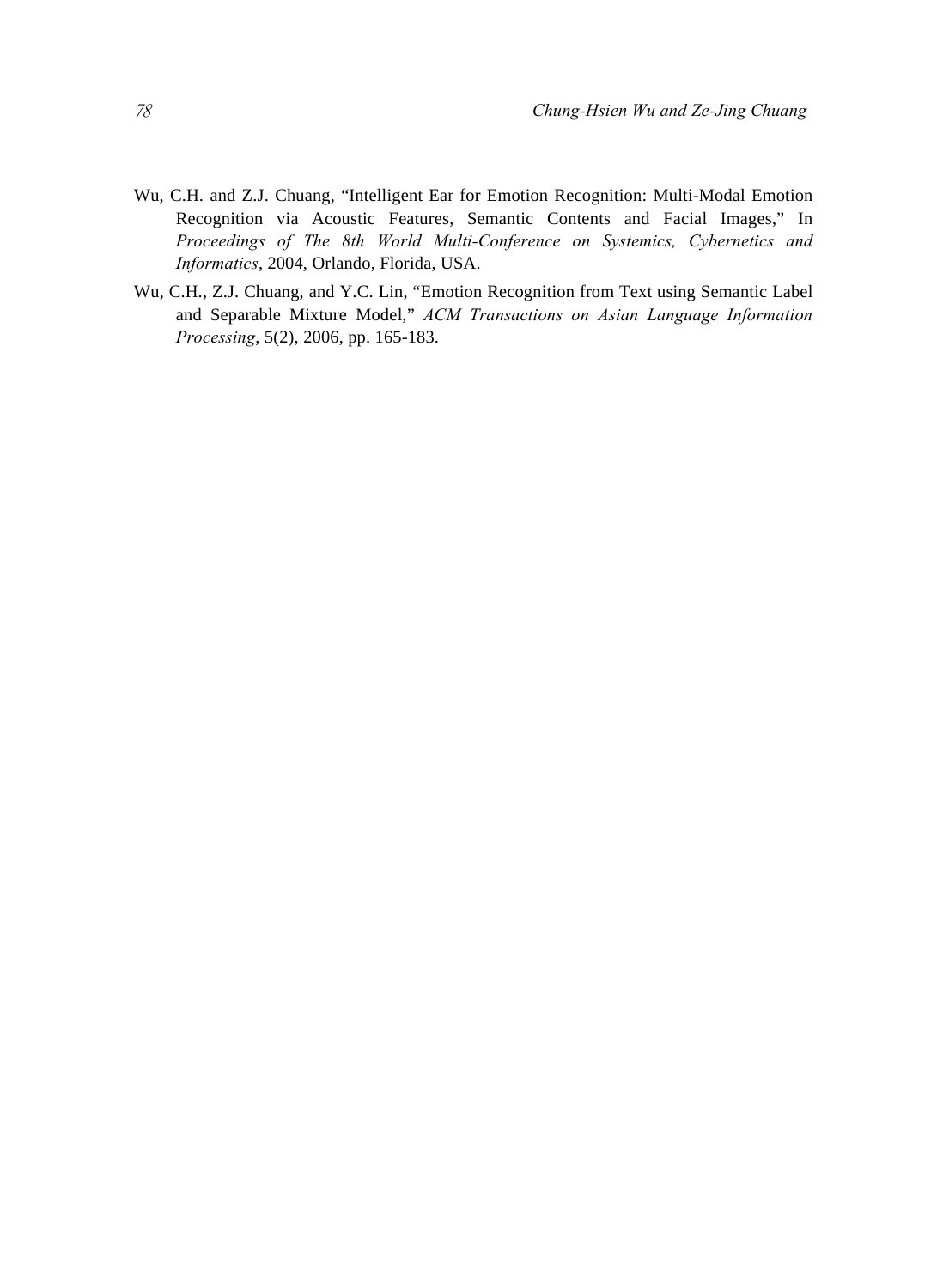Wu, C.H. and Z.J. Chuang, "Intelligent Ear for Emotion Recognition: Multi-Modal Emotion Recognition via Acoustic Features, Semantic Contents and Facial Images," In *Proceedings of The 8th World Multi-Conference on Systemics, Cybernetics and Informatics*, 2004, Orlando, Florida, USA.

Wu, C.H., Z.J. Chuang, and Y.C. Lin, "Emotion Recognition from Text using Semantic Label and Separable Mixture Model," *ACM Transactions on Asian Language Information Processing*, 5(2), 2006, pp. 165-183.